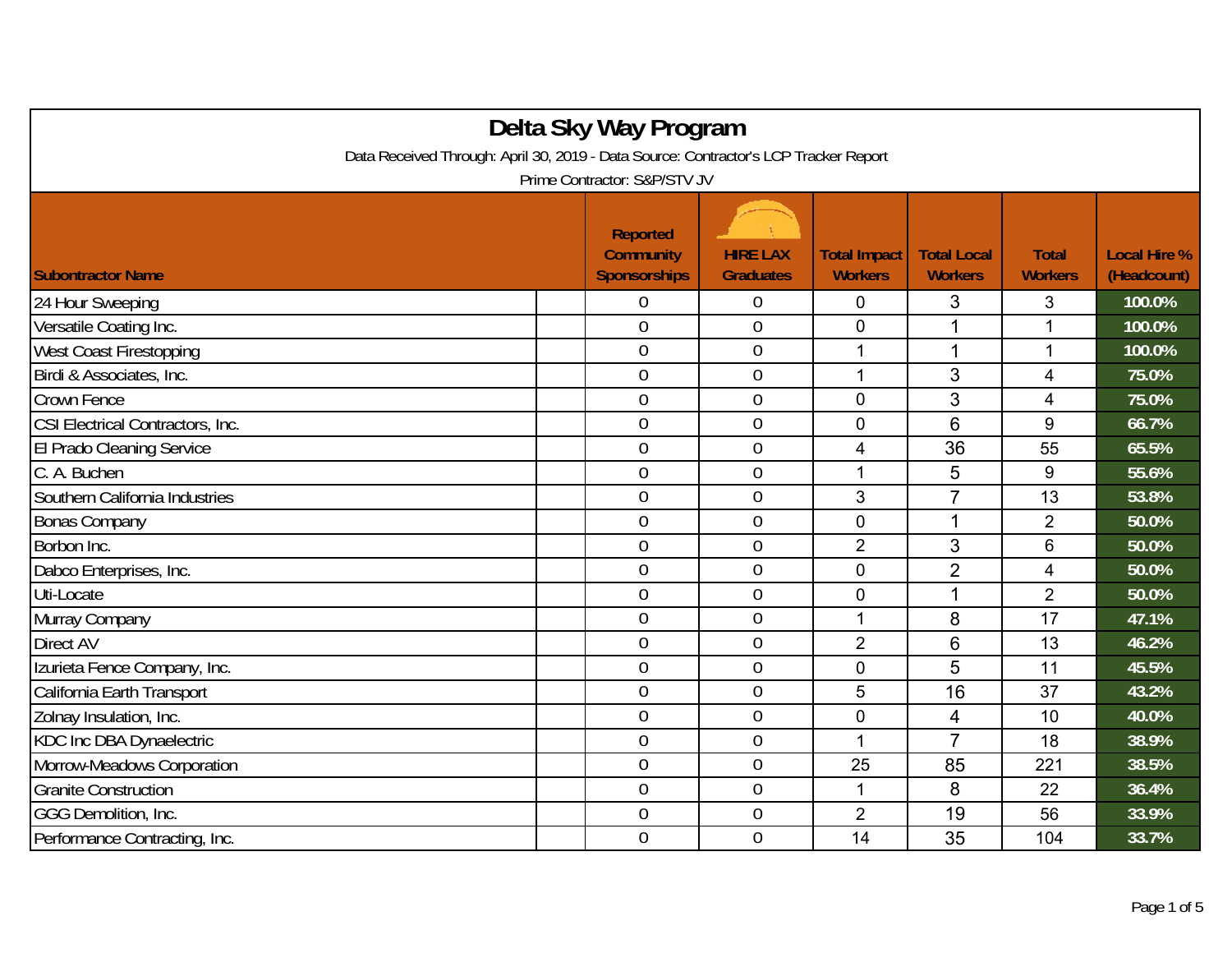# Delta Sky Way Program

Data Received Through: April 30, 2019 - Data Source: Contractor's LCP Tracker Report

Prime Contractor: S&P/STV JV

| Subontractor Name | Reported Community Sponsorships | HIRE LAX Graduates | Total Impact Workers | Total Local Workers | Total Workers | Local Hire % (Headcount) |
|---|---|---|---|---|---|---|
| 24 Hour Sweeping | 0 | 0 | 0 | 3 | 3 | 100.0% |
| Versatile Coating Inc. | 0 | 0 | 0 | 1 | 1 | 100.0% |
| West Coast Firestopping | 0 | 0 | 1 | 1 | 1 | 100.0% |
| Birdi & Associates, Inc. | 0 | 0 | 1 | 3 | 4 | 75.0% |
| Crown Fence | 0 | 0 | 0 | 3 | 4 | 75.0% |
| CSI Electrical Contractors, Inc. | 0 | 0 | 0 | 6 | 9 | 66.7% |
| El Prado Cleaning Service | 0 | 0 | 4 | 36 | 55 | 65.5% |
| C. A. Buchen | 0 | 0 | 1 | 5 | 9 | 55.6% |
| Southern California Industries | 0 | 0 | 3 | 7 | 13 | 53.8% |
| Bonas Company | 0 | 0 | 0 | 1 | 2 | 50.0% |
| Borbon Inc. | 0 | 0 | 2 | 3 | 6 | 50.0% |
| Dabco Enterprises, Inc. | 0 | 0 | 0 | 2 | 4 | 50.0% |
| Uti-Locate | 0 | 0 | 0 | 1 | 2 | 50.0% |
| Murray Company | 0 | 0 | 1 | 8 | 17 | 47.1% |
| Direct AV | 0 | 0 | 2 | 6 | 13 | 46.2% |
| Izurieta Fence Company, Inc. | 0 | 0 | 0 | 5 | 11 | 45.5% |
| California Earth Transport | 0 | 0 | 5 | 16 | 37 | 43.2% |
| Zolnay Insulation, Inc. | 0 | 0 | 0 | 4 | 10 | 40.0% |
| KDC Inc DBA Dynaelectric | 0 | 0 | 1 | 7 | 18 | 38.9% |
| Morrow-Meadows Corporation | 0 | 0 | 25 | 85 | 221 | 38.5% |
| Granite Construction | 0 | 0 | 1 | 8 | 22 | 36.4% |
| GGG Demolition, Inc. | 0 | 0 | 2 | 19 | 56 | 33.9% |
| Performance Contracting, Inc. | 0 | 0 | 14 | 35 | 104 | 33.7% |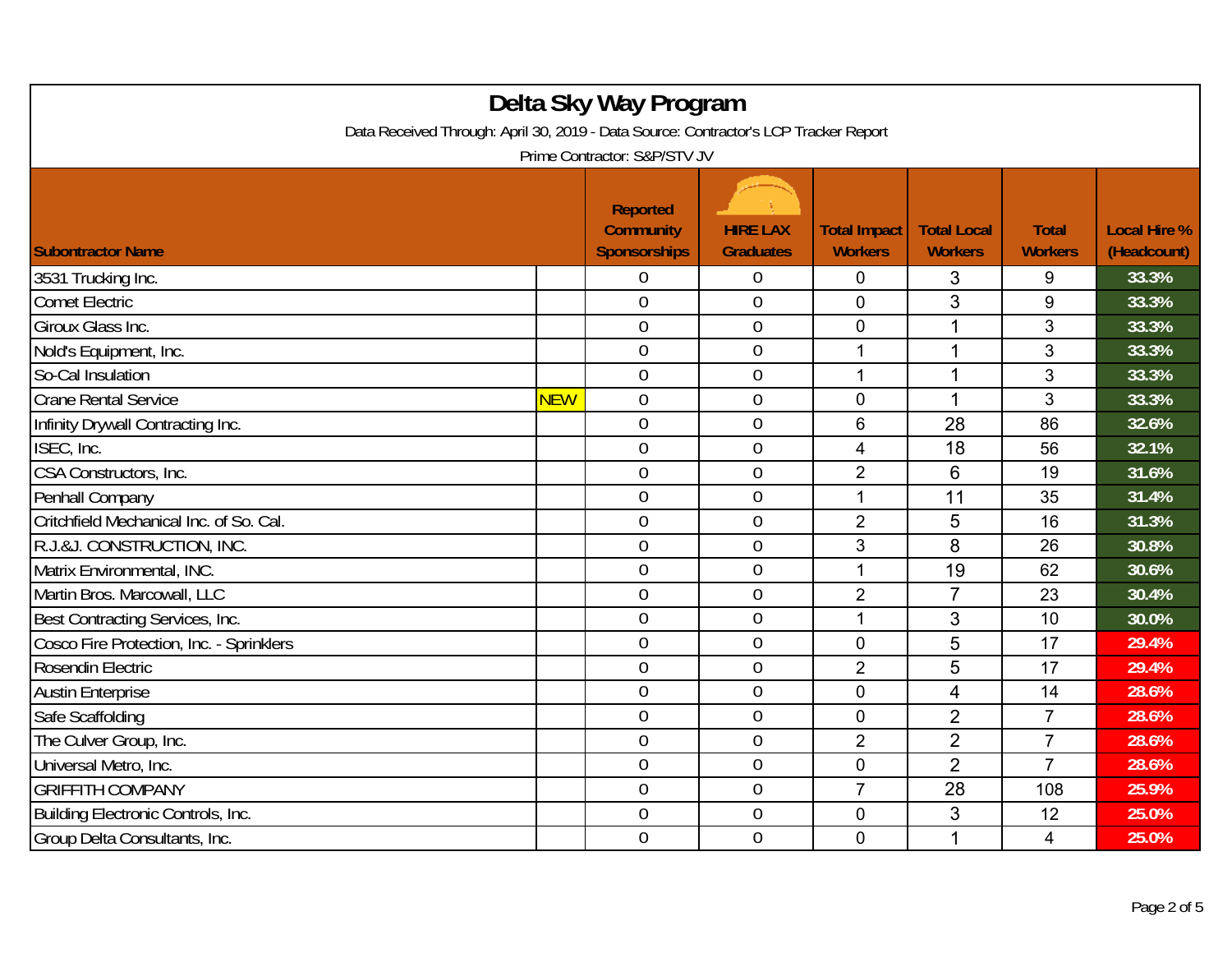# Delta Sky Way Program

Data Received Through: April 30, 2019 - Data Source: Contractor's LCP Tracker Report

Prime Contractor: S&P/STV JV

| Subontractor Name | | Reported Community Sponsorships | HIRE LAX Graduates | Total Impact Workers | Total Local Workers | Total Workers | Local Hire % (Headcount) |
|---|---|---|---|---|---|---|---|
| 3531 Trucking Inc. | | 0 | 0 | 0 | 3 | 9 | 33.3% |
| Comet Electric | | 0 | 0 | 0 | 3 | 9 | 33.3% |
| Giroux Glass Inc. | | 0 | 0 | 0 | 1 | 3 | 33.3% |
| Nold's Equipment, Inc. | | 0 | 0 | 1 | 1 | 3 | 33.3% |
| So-Cal Insulation | | 0 | 0 | 1 | 1 | 3 | 33.3% |
| Crane Rental Service | NEW | 0 | 0 | 0 | 1 | 3 | 33.3% |
| Infinity Drywall Contracting Inc. | | 0 | 0 | 6 | 28 | 86 | 32.6% |
| ISEC, Inc. | | 0 | 0 | 4 | 18 | 56 | 32.1% |
| CSA Constructors, Inc. | | 0 | 0 | 2 | 6 | 19 | 31.6% |
| Penhall Company | | 0 | 0 | 1 | 11 | 35 | 31.4% |
| Critchfield Mechanical Inc. of So. Cal. | | 0 | 0 | 2 | 5 | 16 | 31.3% |
| R.J.&J. CONSTRUCTION, INC. | | 0 | 0 | 3 | 8 | 26 | 30.8% |
| Matrix Environmental, INC. | | 0 | 0 | 1 | 19 | 62 | 30.6% |
| Martin Bros. Marcowall, LLC | | 0 | 0 | 2 | 7 | 23 | 30.4% |
| Best Contracting Services, Inc. | | 0 | 0 | 1 | 3 | 10 | 30.0% |
| Cosco Fire Protection, Inc. - Sprinklers | | 0 | 0 | 0 | 5 | 17 | 29.4% |
| Rosendin Electric | | 0 | 0 | 2 | 5 | 17 | 29.4% |
| Austin Enterprise | | 0 | 0 | 0 | 4 | 14 | 28.6% |
| Safe Scaffolding | | 0 | 0 | 0 | 2 | 7 | 28.6% |
| The Culver Group, Inc. | | 0 | 0 | 2 | 2 | 7 | 28.6% |
| Universal Metro, Inc. | | 0 | 0 | 0 | 2 | 7 | 28.6% |
| GRIFFITH COMPANY | | 0 | 0 | 7 | 28 | 108 | 25.9% |
| Building Electronic Controls, Inc. | | 0 | 0 | 0 | 3 | 12 | 25.0% |
| Group Delta Consultants, Inc. | | 0 | 0 | 0 | 1 | 4 | 25.0% |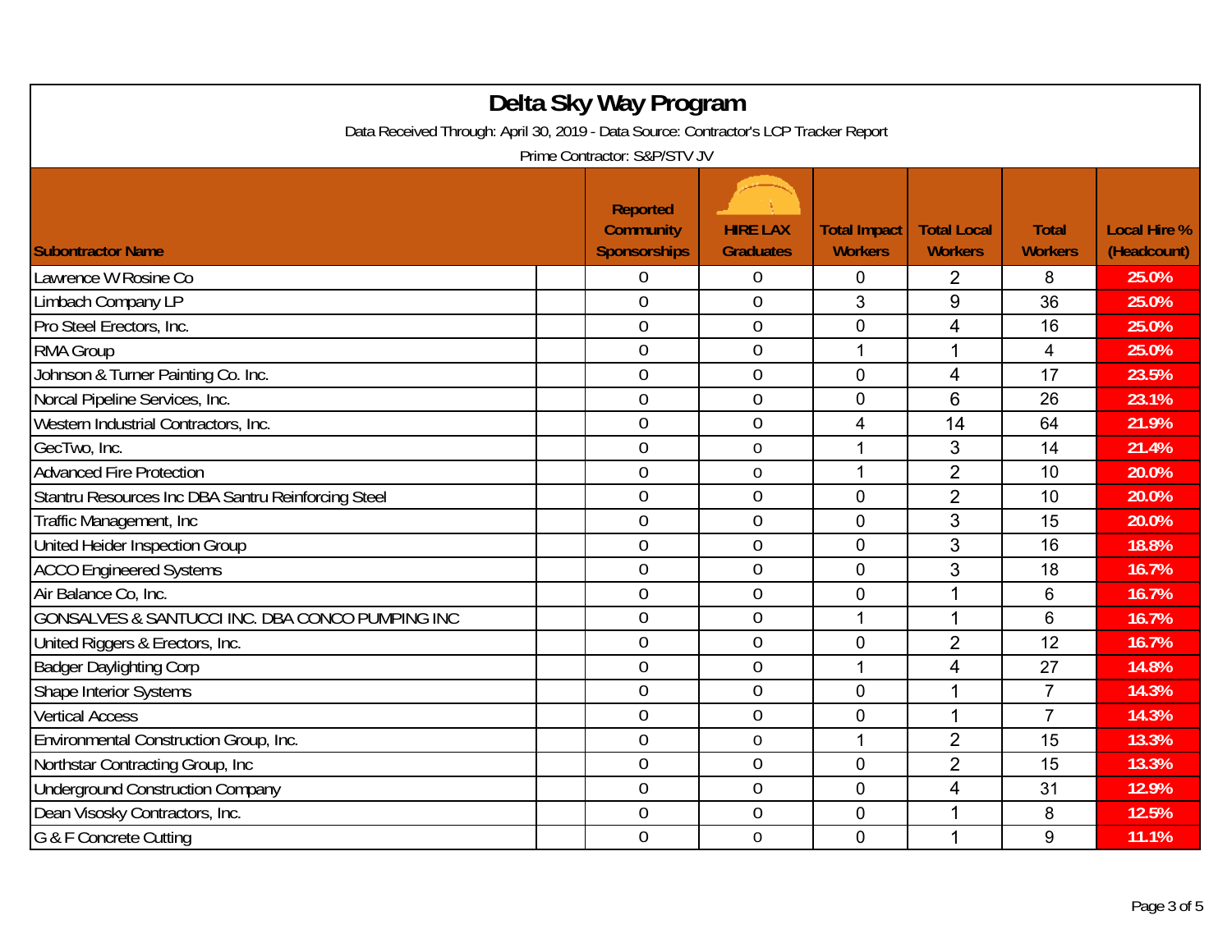# Delta Sky Way Program

Data Received Through: April 30, 2019 - Data Source: Contractor's LCP Tracker Report

Prime Contractor: S&P/STV JV

| Subontractor Name | Reported Community Sponsorships | HIRE LAX Graduates | Total Impact Workers | Total Local Workers | Total Workers | Local Hire % (Headcount) |
|---|---|---|---|---|---|---|
| Lawrence W Rosine Co | 0 | 0 | 0 | 2 | 8 | 25.0% |
| Limbach Company LP | 0 | 0 | 3 | 9 | 36 | 25.0% |
| Pro Steel Erectors, Inc. | 0 | 0 | 0 | 4 | 16 | 25.0% |
| RMA Group | 0 | 0 | 1 | 1 | 4 | 25.0% |
| Johnson & Turner Painting Co. Inc. | 0 | 0 | 0 | 4 | 17 | 23.5% |
| Norcal Pipeline Services, Inc. | 0 | 0 | 0 | 6 | 26 | 23.1% |
| Western Industrial Contractors, Inc. | 0 | 0 | 4 | 14 | 64 | 21.9% |
| GecTwo, Inc. | 0 | 0 | 1 | 3 | 14 | 21.4% |
| Advanced Fire Protection | 0 | 0 | 1 | 2 | 10 | 20.0% |
| Stantru Resources Inc DBA Santru Reinforcing Steel | 0 | 0 | 0 | 2 | 10 | 20.0% |
| Traffic Management, Inc | 0 | 0 | 0 | 3 | 15 | 20.0% |
| United Heider Inspection Group | 0 | 0 | 0 | 3 | 16 | 18.8% |
| ACCO Engineered Systems | 0 | 0 | 0 | 3 | 18 | 16.7% |
| Air Balance Co, Inc. | 0 | 0 | 0 | 1 | 6 | 16.7% |
| GONSALVES & SANTUCCI INC. DBA CONCO PUMPING INC | 0 | 0 | 1 | 1 | 6 | 16.7% |
| United Riggers & Erectors, Inc. | 0 | 0 | 0 | 2 | 12 | 16.7% |
| Badger Daylighting Corp | 0 | 0 | 1 | 4 | 27 | 14.8% |
| Shape Interior Systems | 0 | 0 | 0 | 1 | 7 | 14.3% |
| Vertical Access | 0 | 0 | 0 | 1 | 7 | 14.3% |
| Environmental Construction Group, Inc. | 0 | 0 | 1 | 2 | 15 | 13.3% |
| Northstar Contracting Group, Inc | 0 | 0 | 0 | 2 | 15 | 13.3% |
| Underground Construction Company | 0 | 0 | 0 | 4 | 31 | 12.9% |
| Dean Visosky Contractors, Inc. | 0 | 0 | 0 | 1 | 8 | 12.5% |
| G & F Concrete Cutting | 0 | 0 | 0 | 1 | 9 | 11.1% |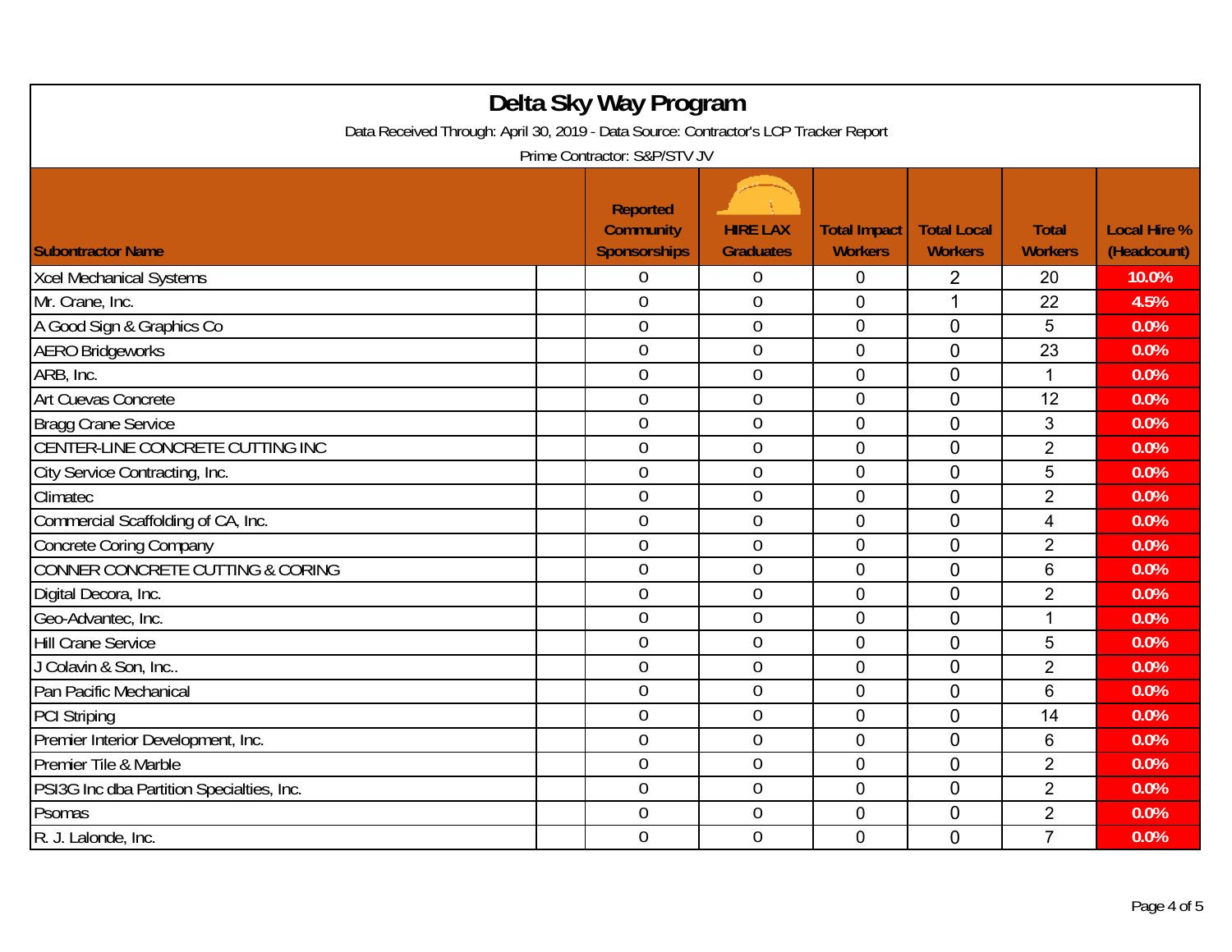# Delta Sky Way Program

Data Received Through: April 30, 2019 - Data Source: Contractor's LCP Tracker Report

Prime Contractor: S&P/STV JV

| Subontractor Name | Reported Community Sponsorships | HIRE LAX Graduates | Total Impact Workers | Total Local Workers | Total Workers | Local Hire % (Headcount) |
|---|---|---|---|---|---|---|
| Xcel Mechanical Systems | 0 | 0 | 0 | 2 | 20 | 10.0% |
| Mr. Crane, Inc. | 0 | 0 | 0 | 1 | 22 | 4.5% |
| A Good Sign & Graphics Co | 0 | 0 | 0 | 0 | 5 | 0.0% |
| AERO Bridgeworks | 0 | 0 | 0 | 0 | 23 | 0.0% |
| ARB, Inc. | 0 | 0 | 0 | 0 | 1 | 0.0% |
| Art Cuevas Concrete | 0 | 0 | 0 | 0 | 12 | 0.0% |
| Bragg Crane Service | 0 | 0 | 0 | 0 | 3 | 0.0% |
| CENTER-LINE CONCRETE CUTTING INC | 0 | 0 | 0 | 0 | 2 | 0.0% |
| City Service Contracting, Inc. | 0 | 0 | 0 | 0 | 5 | 0.0% |
| Climatec | 0 | 0 | 0 | 0 | 2 | 0.0% |
| Commercial Scaffolding of CA, Inc. | 0 | 0 | 0 | 0 | 4 | 0.0% |
| Concrete Coring Company | 0 | 0 | 0 | 0 | 2 | 0.0% |
| CONNER CONCRETE CUTTING & CORING | 0 | 0 | 0 | 0 | 6 | 0.0% |
| Digital Decora, Inc. | 0 | 0 | 0 | 0 | 2 | 0.0% |
| Geo-Advantec, Inc. | 0 | 0 | 0 | 0 | 1 | 0.0% |
| Hill Crane Service | 0 | 0 | 0 | 0 | 5 | 0.0% |
| J Colavin & Son, Inc.. | 0 | 0 | 0 | 0 | 2 | 0.0% |
| Pan Pacific Mechanical | 0 | 0 | 0 | 0 | 6 | 0.0% |
| PCI Striping | 0 | 0 | 0 | 0 | 14 | 0.0% |
| Premier Interior Development, Inc. | 0 | 0 | 0 | 0 | 6 | 0.0% |
| Premier Tile & Marble | 0 | 0 | 0 | 0 | 2 | 0.0% |
| PSI3G Inc dba Partition Specialties, Inc. | 0 | 0 | 0 | 0 | 2 | 0.0% |
| Psomas | 0 | 0 | 0 | 0 | 2 | 0.0% |
| R. J. Lalonde, Inc. | 0 | 0 | 0 | 0 | 7 | 0.0% |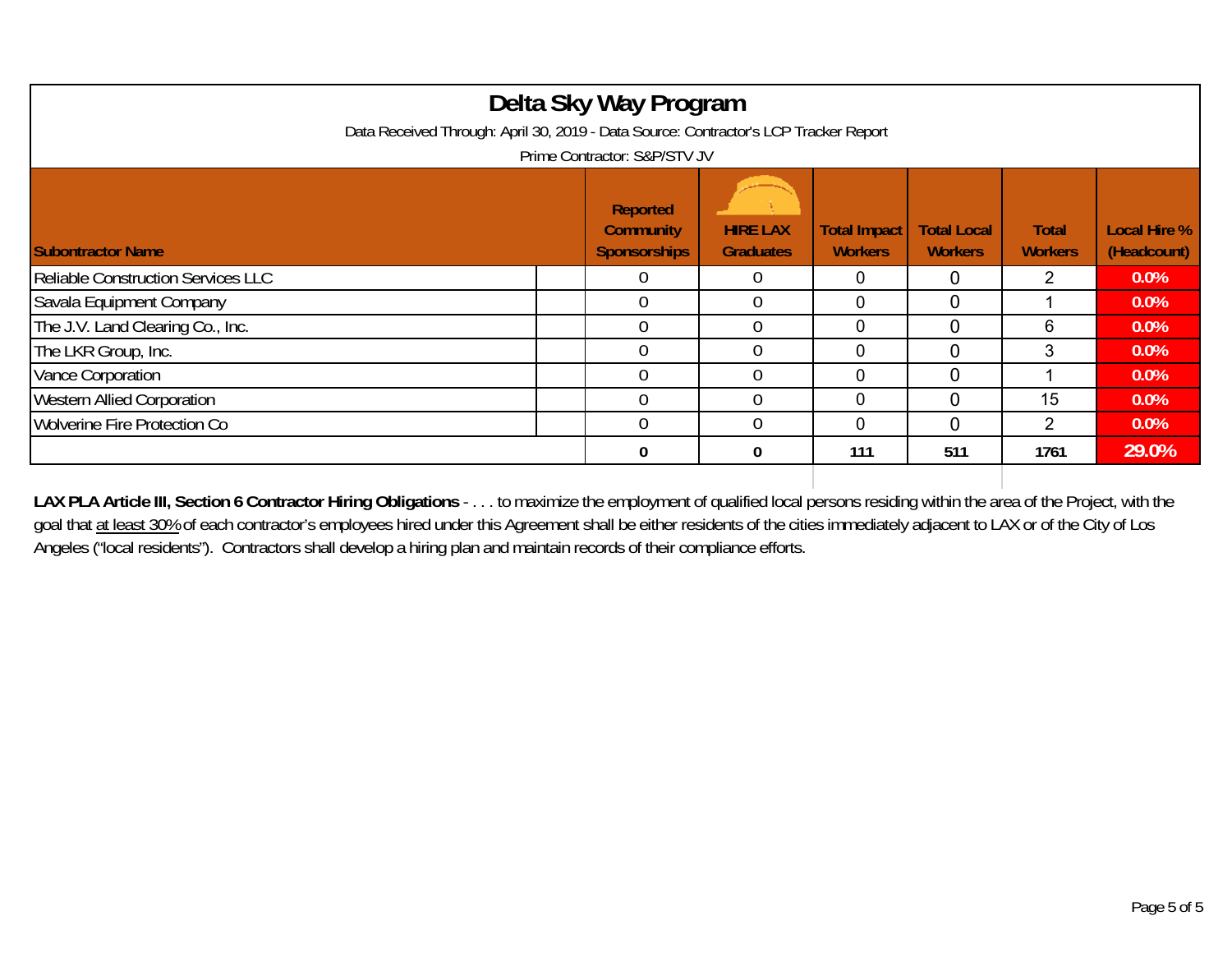# Delta Sky Way Program

Data Received Through: April 30, 2019 - Data Source: Contractor's LCP Tracker Report

Prime Contractor: S&P/STV JV

| Subontractor Name | Reported Community Sponsorships | HIRE LAX Graduates | Total Impact Workers | Total Local Workers | Total Workers | Local Hire % (Headcount) |
|---|---|---|---|---|---|---|
| Reliable Construction Services LLC | 0 | 0 | 0 | 0 | 2 | 0.0% |
| Savala Equipment Company | 0 | 0 | 0 | 0 | 1 | 0.0% |
| The J.V. Land Clearing Co., Inc. | 0 | 0 | 0 | 0 | 6 | 0.0% |
| The LKR Group, Inc. | 0 | 0 | 0 | 0 | 3 | 0.0% |
| Vance Corporation | 0 | 0 | 0 | 0 | 1 | 0.0% |
| Western Allied Corporation | 0 | 0 | 0 | 0 | 15 | 0.0% |
| Wolverine Fire Protection Co | 0 | 0 | 0 | 0 | 2 | 0.0% |
| | **0** | **0** | **111** | **511** | **1761** | **29.0%** |

**LAX PLA Article III, Section 6 Contractor Hiring Obligations** - . . . to maximize the employment of qualified local persons residing within the area of the Project, with the goal that at least 30% of each contractor's employees hired under this Agreement shall be either residents of the cities immediately adjacent to LAX or of the City of Los Angeles ("local residents"). Contractors shall develop a hiring plan and maintain records of their compliance efforts.